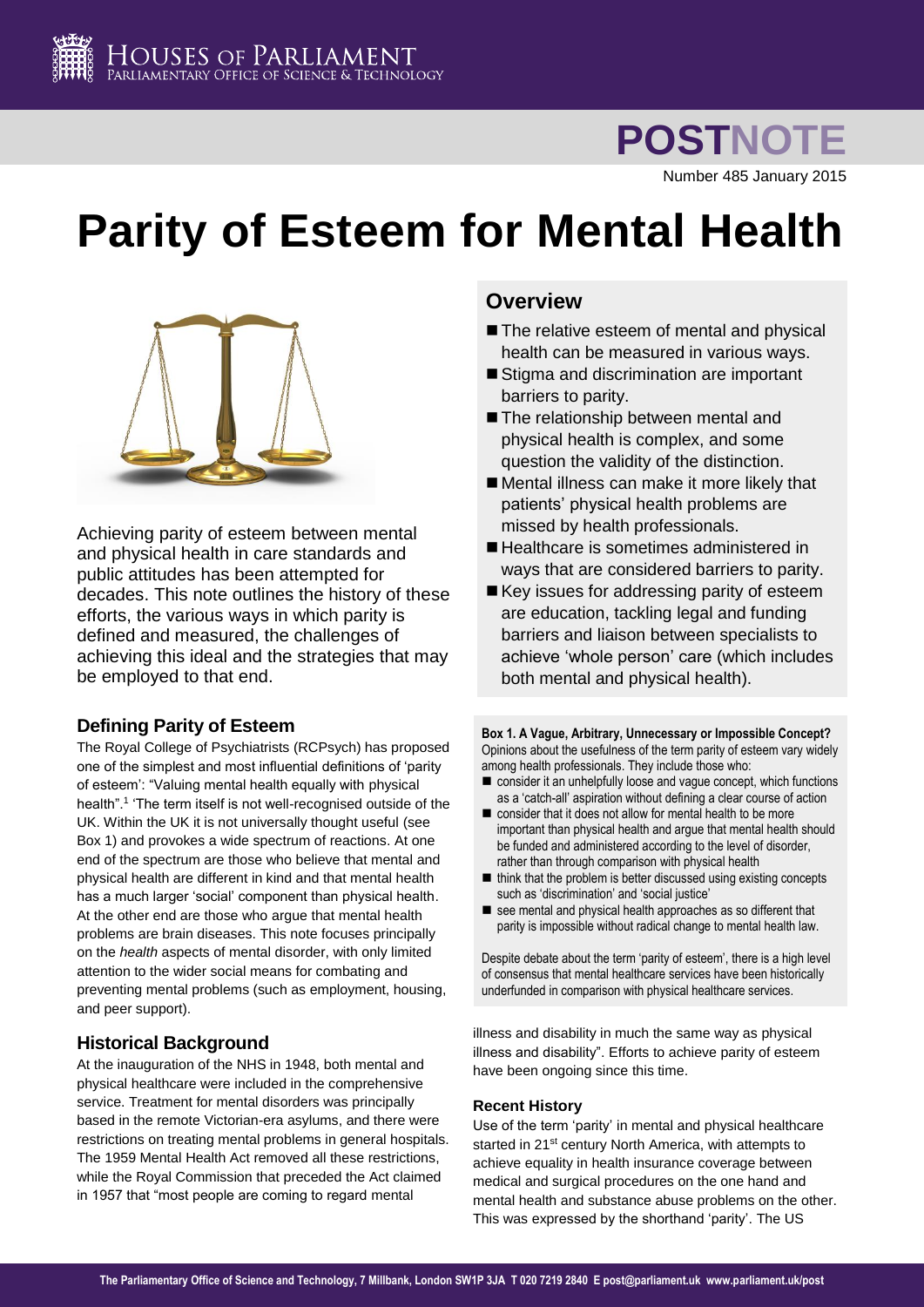# POSTNOTE

Number 485 January 2015

# Parity of Esteem for Mental Health

Achieving parity of esteem between mental and physical health in care standards and public attitudes has been attempted for decades. This note outlines the history of these efforts, the various ways in which parity is defined and measured, the challenges of achieving this ideal and the strategies that may be employed to that end.

## Overview

- The relative esteem of mental and physical health can be measured in various ways.
- Stigma and discrimination are important barriers to parity.
- The relationship between mental and physical health is complex, and some question the validity of the distinction.
- Mental illness can make it more likely that patients' physical health problems are missed by health professionals.
- Healthcare is sometimes administered in ways that are considered barriers to parity.
- Key issues for addressing parity of esteem are education, tackling legal and funding barriers and liaison between specialists to achieve 'whole person' care (which includes both mental and physical health).

## Defining Parity of Esteem

The Royal College of Psychiatrists (RCPsych) has proposed one of the simplest and most influential definitions of 'parity of esteem': "Valuing mental health equally with physical health".[1] The term itself is not well-recognised outside of the UK. Within the UK it is not universally thought useful (see Box 1) and provokes a wide spectrum of reactions. At one end of the spectrum are those who believe that mental and physical health are different in kind and that mental health has a much larger 'social' component than physical health. At the other end are those who argue that mental health problems are brain diseases. This note focuses principally on the *health* aspects of mental disorder, with only limited attention to the wider social means for combating and preventing mental problems (such as employment, housing, and peer support).

## Historical Background

At the inauguration of the NHS in 1948, both mental and physical healthcare were included in the comprehensive service. Treatment for mental disorders was principally based in the remote Victorian-era asylums, and there were restrictions on treating mental problems in general hospitals. The 1959 Mental Health Act removed all these restrictions, while the Royal Commission that preceded the Act claimed in 1957 that "most people are coming to regard mental illness and disability in much the same way as physical illness and disability". Efforts to achieve parity of esteem have been ongoing since this time.

**Box 1. A Vague, Arbitrary, Unnecessary or Impossible Concept?**

Opinions about the usefulness of the term parity of esteem vary widely among health professionals. They include those who:

- consider it an unhelpfully loose and vague concept, which functions as a 'catch-all' aspiration without defining a clear course of action
- consider that it does not allow for mental health to be more important than physical health and argue that mental health should be funded and administered according to the level of disorder, rather than through comparison with physical health
- think that the problem is better discussed using existing concepts such as 'discrimination' and 'social justice'
- see mental and physical health approaches as so different that parity is impossible without radical change to mental health law.

Despite debate about the term 'parity of esteem', there is a high level of consensus that mental healthcare services have been historically underfunded in comparison with physical healthcare services.

### Recent History

Use of the term 'parity' in mental and physical healthcare started in 21st century North America, with attempts to achieve equality in health insurance coverage between medical and surgical procedures on the one hand and mental health and substance abuse problems on the other. This was expressed by the shorthand 'parity'. The US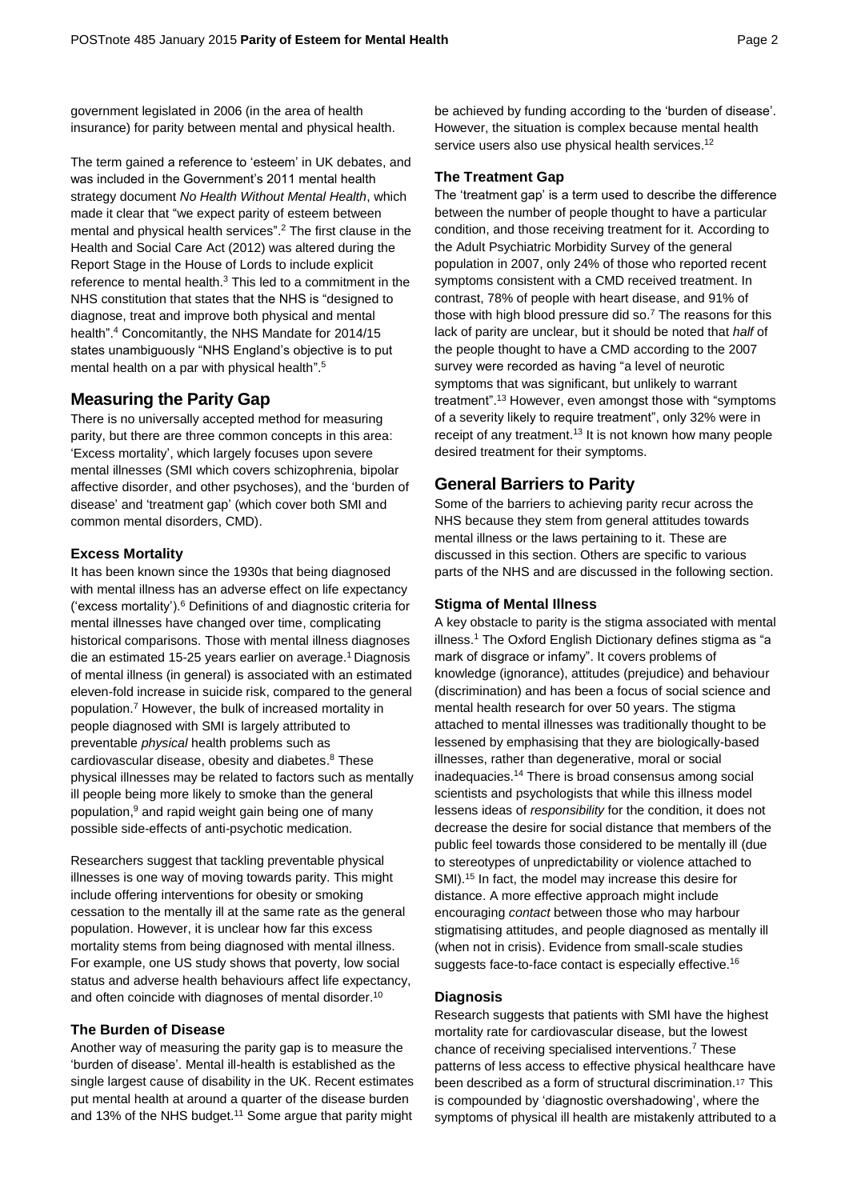government legislated in 2006 (in the area of health insurance) for parity between mental and physical health.

The term gained a reference to 'esteem' in UK debates, and was included in the Government's 2011 mental health strategy document *No Health Without Mental Health*, which made it clear that "we expect parity of esteem between mental and physical health services".[2] The first clause in the Health and Social Care Act (2012) was altered during the Report Stage in the House of Lords to include explicit reference to mental health.[3] This led to a commitment in the NHS constitution that states that the NHS is "designed to diagnose, treat and improve both physical and mental health".[4] Concomitantly, the NHS Mandate for 2014/15 states unambiguously "NHS England's objective is to put mental health on a par with physical health".[5]

## Measuring the Parity Gap

There is no universally accepted method for measuring parity, but there are three common concepts in this area: 'Excess mortality', which largely focuses upon severe mental illnesses (SMI which covers schizophrenia, bipolar affective disorder, and other psychoses), and the 'burden of disease' and 'treatment gap' (which cover both SMI and common mental disorders, CMD).

### Excess Mortality

It has been known since the 1930s that being diagnosed with mental illness has an adverse effect on life expectancy ('excess mortality').[6] Definitions of and diagnostic criteria for mental illnesses have changed over time, complicating historical comparisons. Those with mental illness diagnoses die an estimated 15-25 years earlier on average.[1] Diagnosis of mental illness (in general) is associated with an estimated eleven-fold increase in suicide risk, compared to the general population.[7] However, the bulk of increased mortality in people diagnosed with SMI is largely attributed to preventable *physical* health problems such as cardiovascular disease, obesity and diabetes.[8] These physical illnesses may be related to factors such as mentally ill people being more likely to smoke than the general population,[9] and rapid weight gain being one of many possible side-effects of anti-psychotic medication.

Researchers suggest that tackling preventable physical illnesses is one way of moving towards parity. This might include offering interventions for obesity or smoking cessation to the mentally ill at the same rate as the general population. However, it is unclear how far this excess mortality stems from being diagnosed with mental illness. For example, one US study shows that poverty, low social status and adverse health behaviours affect life expectancy, and often coincide with diagnoses of mental disorder.[10]

### The Burden of Disease

Another way of measuring the parity gap is to measure the 'burden of disease'. Mental ill-health is established as the single largest cause of disability in the UK. Recent estimates put mental health at around a quarter of the disease burden and 13% of the NHS budget.[11] Some argue that parity might be achieved by funding according to the 'burden of disease'. However, the situation is complex because mental health service users also use physical health services.[12]

### The Treatment Gap

The 'treatment gap' is a term used to describe the difference between the number of people thought to have a particular condition, and those receiving treatment for it. According to the Adult Psychiatric Morbidity Survey of the general population in 2007, only 24% of those who reported recent symptoms consistent with a CMD received treatment. In contrast, 78% of people with heart disease, and 91% of those with high blood pressure did so.[7] The reasons for this lack of parity are unclear, but it should be noted that *half* of the people thought to have a CMD according to the 2007 survey were recorded as having "a level of neurotic symptoms that was significant, but unlikely to warrant treatment".[13] However, even amongst those with "symptoms of a severity likely to require treatment", only 32% were in receipt of any treatment.[13] It is not known how many people desired treatment for their symptoms.

## General Barriers to Parity

Some of the barriers to achieving parity recur across the NHS because they stem from general attitudes towards mental illness or the laws pertaining to it. These are discussed in this section. Others are specific to various parts of the NHS and are discussed in the following section.

### Stigma of Mental Illness

A key obstacle to parity is the stigma associated with mental illness.[1] The Oxford English Dictionary defines stigma as "a mark of disgrace or infamy". It covers problems of knowledge (ignorance), attitudes (prejudice) and behaviour (discrimination) and has been a focus of social science and mental health research for over 50 years. The stigma attached to mental illnesses was traditionally thought to be lessened by emphasising that they are biologically-based illnesses, rather than degenerative, moral or social inadequacies.[14] There is broad consensus among social scientists and psychologists that while this illness model lessens ideas of *responsibility* for the condition, it does not decrease the desire for social distance that members of the public feel towards those considered to be mentally ill (due to stereotypes of unpredictability or violence attached to SMI).[15] In fact, the model may increase this desire for distance. A more effective approach might include encouraging *contact* between those who may harbour stigmatising attitudes, and people diagnosed as mentally ill (when not in crisis). Evidence from small-scale studies suggests face-to-face contact is especially effective.[16]

### Diagnosis

Research suggests that patients with SMI have the highest mortality rate for cardiovascular disease, but the lowest chance of receiving specialised interventions.[7] These patterns of less access to effective physical healthcare have been described as a form of structural discrimination.[17] This is compounded by 'diagnostic overshadowing', where the symptoms of physical ill health are mistakenly attributed to a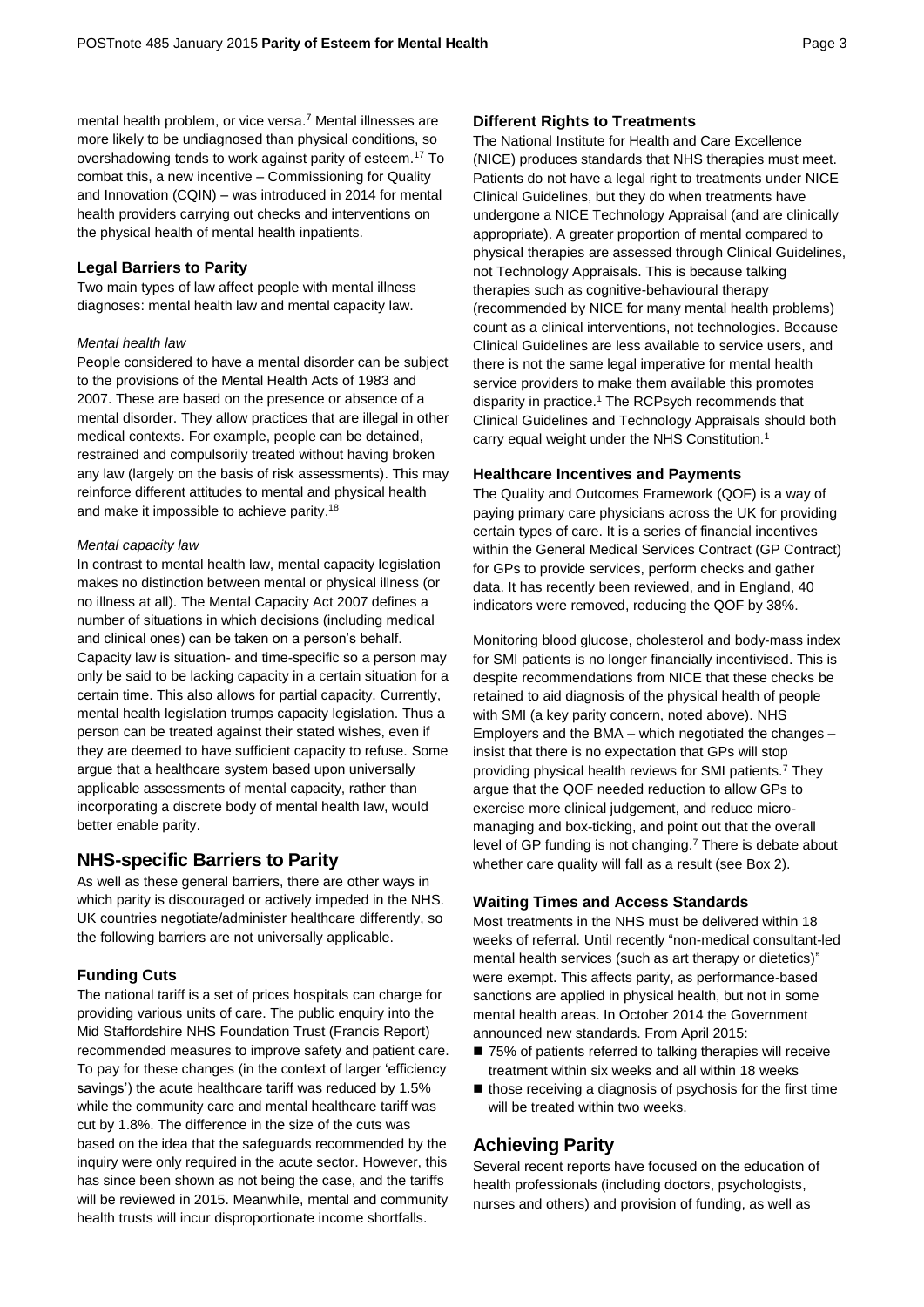mental health problem, or vice versa.[7] Mental illnesses are more likely to be undiagnosed than physical conditions, so overshadowing tends to work against parity of esteem.[17] To combat this, a new incentive – Commissioning for Quality and Innovation (CQIN) – was introduced in 2014 for mental health providers carrying out checks and interventions on the physical health of mental health inpatients.

### Legal Barriers to Parity

Two main types of law affect people with mental illness diagnoses: mental health law and mental capacity law.

*Mental health law*

People considered to have a mental disorder can be subject to the provisions of the Mental Health Acts of 1983 and 2007. These are based on the presence or absence of a mental disorder. They allow practices that are illegal in other medical contexts. For example, people can be detained, restrained and compulsorily treated without having broken any law (largely on the basis of risk assessments). This may reinforce different attitudes to mental and physical health and make it impossible to achieve parity.[18]

*Mental capacity law*

In contrast to mental health law, mental capacity legislation makes no distinction between mental or physical illness (or no illness at all). The Mental Capacity Act 2007 defines a number of situations in which decisions (including medical and clinical ones) can be taken on a person's behalf. Capacity law is situation- and time-specific so a person may only be said to be lacking capacity in a certain situation for a certain time. This also allows for partial capacity. Currently, mental health legislation trumps capacity legislation. Thus a person can be treated against their stated wishes, even if they are deemed to have sufficient capacity to refuse. Some argue that a healthcare system based upon universally applicable assessments of mental capacity, rather than incorporating a discrete body of mental health law, would better enable parity.

## NHS-specific Barriers to Parity

As well as these general barriers, there are other ways in which parity is discouraged or actively impeded in the NHS. UK countries negotiate/administer healthcare differently, so the following barriers are not universally applicable.

### Funding Cuts

The national tariff is a set of prices hospitals can charge for providing various units of care. The public enquiry into the Mid Staffordshire NHS Foundation Trust (Francis Report) recommended measures to improve safety and patient care. To pay for these changes (in the context of larger 'efficiency savings') the acute healthcare tariff was reduced by 1.5% while the community care and mental healthcare tariff was cut by 1.8%. The difference in the size of the cuts was based on the idea that the safeguards recommended by the inquiry were only required in the acute sector. However, this has since been shown as not being the case, and the tariffs will be reviewed in 2015. Meanwhile, mental and community health trusts will incur disproportionate income shortfalls.

### Different Rights to Treatments

The National Institute for Health and Care Excellence (NICE) produces standards that NHS therapies must meet. Patients do not have a legal right to treatments under NICE Clinical Guidelines, but they do when treatments have undergone a NICE Technology Appraisal (and are clinically appropriate). A greater proportion of mental compared to physical therapies are assessed through Clinical Guidelines, not Technology Appraisals. This is because talking therapies such as cognitive-behavioural therapy (recommended by NICE for many mental health problems) count as a clinical interventions, not technologies. Because Clinical Guidelines are less available to service users, and there is not the same legal imperative for mental health service providers to make them available this promotes disparity in practice.[1] The RCPsych recommends that Clinical Guidelines and Technology Appraisals should both carry equal weight under the NHS Constitution.[1]

### Healthcare Incentives and Payments

The Quality and Outcomes Framework (QOF) is a way of paying primary care physicians across the UK for providing certain types of care. It is a series of financial incentives within the General Medical Services Contract (GP Contract) for GPs to provide services, perform checks and gather data. It has recently been reviewed, and in England, 40 indicators were removed, reducing the QOF by 38%.

Monitoring blood glucose, cholesterol and body-mass index for SMI patients is no longer financially incentivised. This is despite recommendations from NICE that these checks be retained to aid diagnosis of the physical health of people with SMI (a key parity concern, noted above). NHS Employers and the BMA – which negotiated the changes – insist that there is no expectation that GPs will stop providing physical health reviews for SMI patients.[7] They argue that the QOF needed reduction to allow GPs to exercise more clinical judgement, and reduce micro-managing and box-ticking, and point out that the overall level of GP funding is not changing.[7] There is debate about whether care quality will fall as a result (see Box 2).

### Waiting Times and Access Standards

Most treatments in the NHS must be delivered within 18 weeks of referral. Until recently "non-medical consultant-led mental health services (such as art therapy or dietetics)" were exempt. This affects parity, as performance-based sanctions are applied in physical health, but not in some mental health areas. In October 2014 the Government announced new standards. From April 2015:

- 75% of patients referred to talking therapies will receive treatment within six weeks and all within 18 weeks
- those receiving a diagnosis of psychosis for the first time will be treated within two weeks.

## Achieving Parity

Several recent reports have focused on the education of health professionals (including doctors, psychologists, nurses and others) and provision of funding, as well as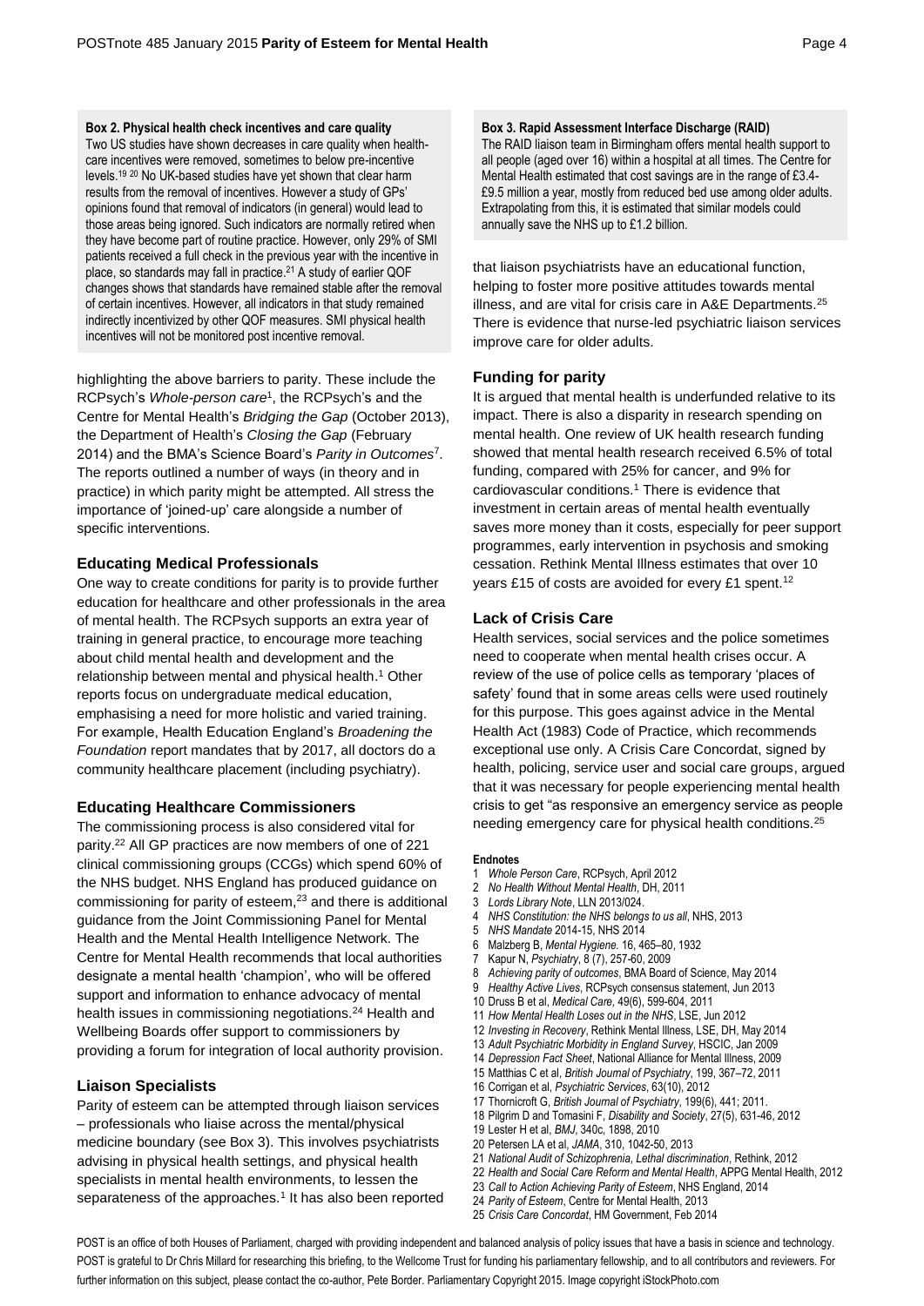**Box 2. Physical health check incentives and care quality**

Two US studies have shown decreases in care quality when health-care incentives were removed, sometimes to below pre-incentive levels.[19 20] No UK-based studies have yet shown that clear harm results from the removal of incentives. However a study of GPs' opinions found that removal of indicators (in general) would lead to those areas being ignored. Such indicators are normally retired when they have become part of routine practice. However, only 29% of SMI patients received a full check in the previous year with the incentive in place, so standards may fall in practice.[21] A study of earlier QOF changes shows that standards have remained stable after the removal of certain incentives. However, all indicators in that study remained indirectly incentivized by other QOF measures. SMI physical health incentives will not be monitored post incentive removal.

highlighting the above barriers to parity. These include the RCPsych's *Whole-person care*[1], the RCPsych's and the Centre for Mental Health's *Bridging the Gap* (October 2013), the Department of Health's *Closing the Gap* (February 2014) and the BMA's Science Board's *Parity in Outcomes*[7]. The reports outlined a number of ways (in theory and in practice) in which parity might be attempted. All stress the importance of 'joined-up' care alongside a number of specific interventions.

### Educating Medical Professionals

One way to create conditions for parity is to provide further education for healthcare and other professionals in the area of mental health. The RCPsych supports an extra year of training in general practice, to encourage more teaching about child mental health and development and the relationship between mental and physical health.[1] Other reports focus on undergraduate medical education, emphasising a need for more holistic and varied training. For example, Health Education England's *Broadening the Foundation* report mandates that by 2017, all doctors do a community healthcare placement (including psychiatry).

### Educating Healthcare Commissioners

The commissioning process is also considered vital for parity.[22] All GP practices are now members of one of 221 clinical commissioning groups (CCGs) which spend 60% of the NHS budget. NHS England has produced guidance on commissioning for parity of esteem,[23] and there is additional guidance from the Joint Commissioning Panel for Mental Health and the Mental Health Intelligence Network. The Centre for Mental Health recommends that local authorities designate a mental health 'champion', who will be offered support and information to enhance advocacy of mental health issues in commissioning negotiations.[24] Health and Wellbeing Boards offer support to commissioners by providing a forum for integration of local authority provision.

### Liaison Specialists

Parity of esteem can be attempted through liaison services – professionals who liaise across the mental/physical medicine boundary (see Box 3). This involves psychiatrists advising in physical health settings, and physical health specialists in mental health environments, to lessen the separateness of the approaches.[1] It has also been reported that liaison psychiatrists have an educational function, helping to foster more positive attitudes towards mental illness, and are vital for crisis care in A&E Departments.[25] There is evidence that nurse-led psychiatric liaison services improve care for older adults.

**Box 3. Rapid Assessment Interface Discharge (RAID)**

The RAID liaison team in Birmingham offers mental health support to all people (aged over 16) within a hospital at all times. The Centre for Mental Health estimated that cost savings are in the range of £3.4-£9.5 million a year, mostly from reduced bed use among older adults. Extrapolating from this, it is estimated that similar models could annually save the NHS up to £1.2 billion.

### Funding for parity

It is argued that mental health is underfunded relative to its impact. There is also a disparity in research spending on mental health. One review of UK health research funding showed that mental health research received 6.5% of total funding, compared with 25% for cancer, and 9% for cardiovascular conditions.[1] There is evidence that investment in certain areas of mental health eventually saves more money than it costs, especially for peer support programmes, early intervention in psychosis and smoking cessation. Rethink Mental Illness estimates that over 10 years £15 of costs are avoided for every £1 spent.[12]

### Lack of Crisis Care

Health services, social services and the police sometimes need to cooperate when mental health crises occur. A review of the use of police cells as temporary 'places of safety' found that in some areas cells were used routinely for this purpose. This goes against advice in the Mental Health Act (1983) Code of Practice, which recommends exceptional use only. A Crisis Care Concordat, signed by health, policing, service user and social care groups, argued that it was necessary for people experiencing mental health crisis to get "as responsive an emergency service as people needing emergency care for physical health conditions.[25]

#### Endnotes

1. *Whole Person Care*, RCPsych, April 2012
2. *No Health Without Mental Health*, DH, 2011
3. *Lords Library Note*, LLN 2013/024.
4. *NHS Constitution: the NHS belongs to us all*, NHS, 2013
5. *NHS Mandate* 2014-15, NHS 2014
6. Malzberg B, *Mental Hygiene.* 16, 465–80, 1932
7. Kapur N, *Psychiatry*, 8 (7), 257-60, 2009
8. *Achieving parity of outcomes*, BMA Board of Science, May 2014
9. *Healthy Active Lives*, RCPsych consensus statement, Jun 2013
10. Druss B et al, *Medical Care*, 49(6), 599-604, 2011
11. *How Mental Health Loses out in the NHS*, LSE, Jun 2012
12. *Investing in Recovery*, Rethink Mental Illness, LSE, DH, May 2014
13. *Adult Psychiatric Morbidity in England Survey*, HSCIC, Jan 2009
14. *Depression Fact Sheet*, National Alliance for Mental Illness, 2009
15. Matthias C et al, *British Journal of Psychiatry*, 199, 367–72, 2011
16. Corrigan et al, *Psychiatric Services*, 63(10), 2012
17. Thornicroft G, *British Journal of Psychiatry*, 199(6), 441; 2011.
18. Pilgrim D and Tomasini F, *Disability and Society*, 27(5), 631-46, 2012
19. Lester H et al, *BMJ*, 340c, 1898, 2010
20. Petersen LA et al, *JAMA*, 310, 1042-50, 2013
21. *National Audit of Schizophrenia, Lethal discrimination*, Rethink, 2012
22. *Health and Social Care Reform and Mental Health*, APPG Mental Health, 2012
23. *Call to Action Achieving Parity of Esteem*, NHS England, 2014
24. *Parity of Esteem*, Centre for Mental Health, 2013
25. *Crisis Care Concordat*, HM Government, Feb 2014

POST is an office of both Houses of Parliament, charged with providing independent and balanced analysis of policy issues that have a basis in science and technology. POST is grateful to Dr Chris Millard for researching this briefing, to the Wellcome Trust for funding his parliamentary fellowship, and to all contributors and reviewers. For further information on this subject, please contact the co-author, Pete Border. Parliamentary Copyright 2015. Image copyright iStockPhoto.com